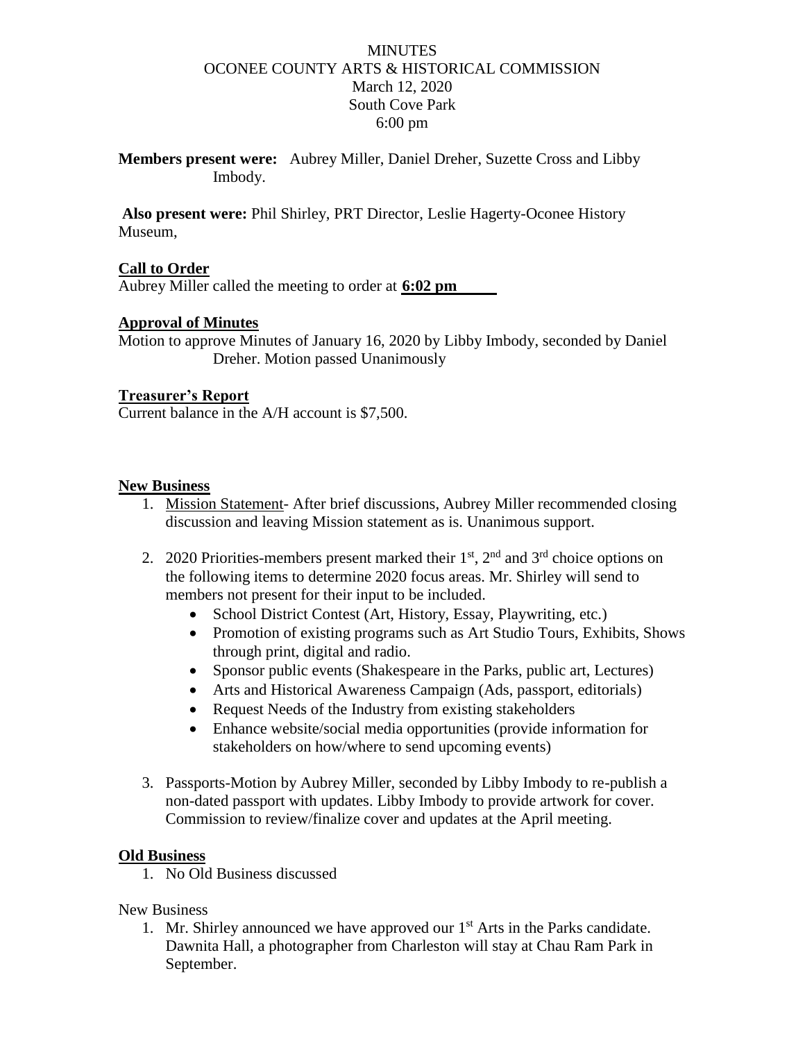# MINUTES
## OCONEE COUNTY ARTS & HISTORICAL COMMISSION
March 12, 2020
South Cove Park
6:00 pm

**Members present were:** Aubrey Miller, Daniel Dreher, Suzette Cross and Libby Imbody.

**Also present were:** Phil Shirley, PRT Director, Leslie Hagerty-Oconee History Museum,

### Call to Order

Aubrey Miller called the meeting to order at **6:02 pm**

### Approval of Minutes

Motion to approve Minutes of January 16, 2020 by Libby Imbody, seconded by Daniel Dreher. Motion passed Unanimously

### Treasurer's Report

Current balance in the A/H account is $7,500.

### New Business

1. Mission Statement- After brief discussions, Aubrey Miller recommended closing discussion and leaving Mission statement as is. Unanimous support.

2. 2020 Priorities-members present marked their 1st, 2nd and 3rd choice options on the following items to determine 2020 focus areas. Mr. Shirley will send to members not present for their input to be included.
   - School District Contest (Art, History, Essay, Playwriting, etc.)
   - Promotion of existing programs such as Art Studio Tours, Exhibits, Shows through print, digital and radio.
   - Sponsor public events (Shakespeare in the Parks, public art, Lectures)
   - Arts and Historical Awareness Campaign (Ads, passport, editorials)
   - Request Needs of the Industry from existing stakeholders
   - Enhance website/social media opportunities (provide information for stakeholders on how/where to send upcoming events)

3. Passports-Motion by Aubrey Miller, seconded by Libby Imbody to re-publish a non-dated passport with updates. Libby Imbody to provide artwork for cover. Commission to review/finalize cover and updates at the April meeting.

### Old Business

1. No Old Business discussed

New Business

1. Mr. Shirley announced we have approved our 1st Arts in the Parks candidate. Dawnita Hall, a photographer from Charleston will stay at Chau Ram Park in September.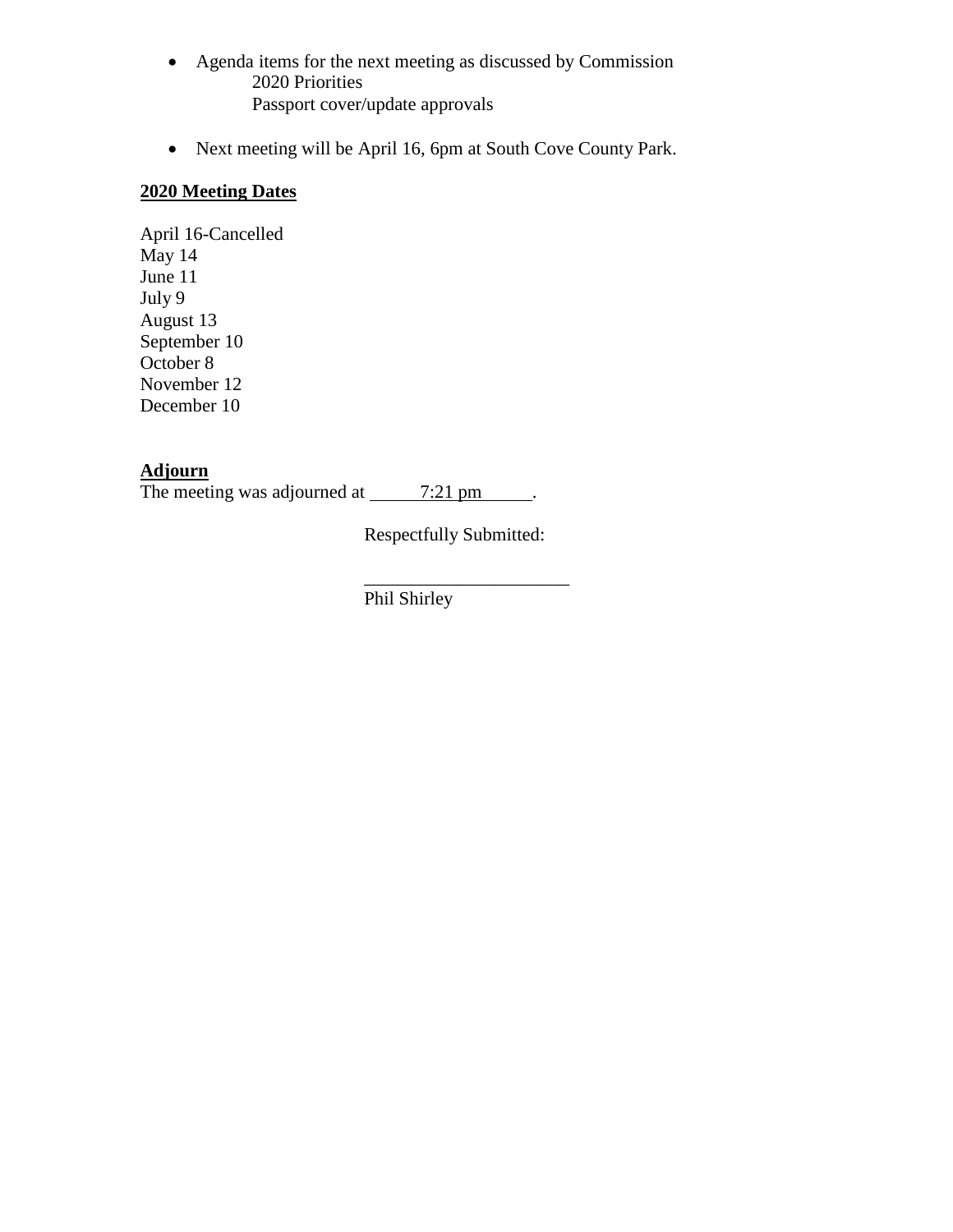- Agenda items for the next meeting as discussed by Commission
  - 2020 Priorities
  - Passport cover/update approvals

- Next meeting will be April 16, 6pm at South Cove County Park.

**2020 Meeting Dates**

April 16-Cancelled
May 14
June 11
July 9
August 13
September 10
October 8
November 12
December 10

**Adjourn**

The meeting was adjourned at 7:21 pm.

Respectfully Submitted:

_____________________
Phil Shirley